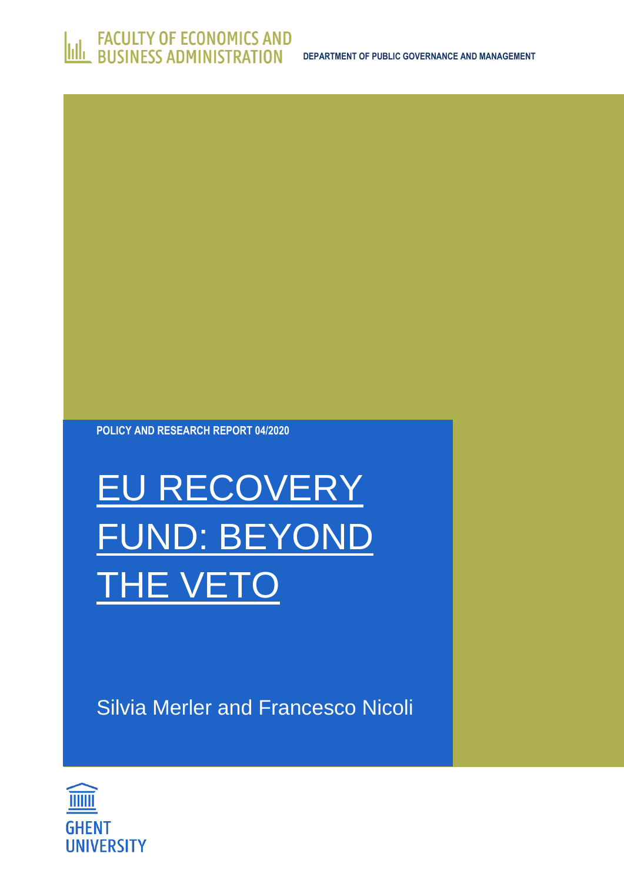FACULTY OF ECONOMICS AND BUSINESS ADMINISTRATION

DEPARTMENT OF PUBLIC GOVERNANCE AND MANAGEMENT

POLICY AND RESEARCH REPORT 04/2020

# EU RECOVERY FUND: BEYOND THE VETO

Silvia Merler and Francesco Nicoli

GHENT UNIVERSITY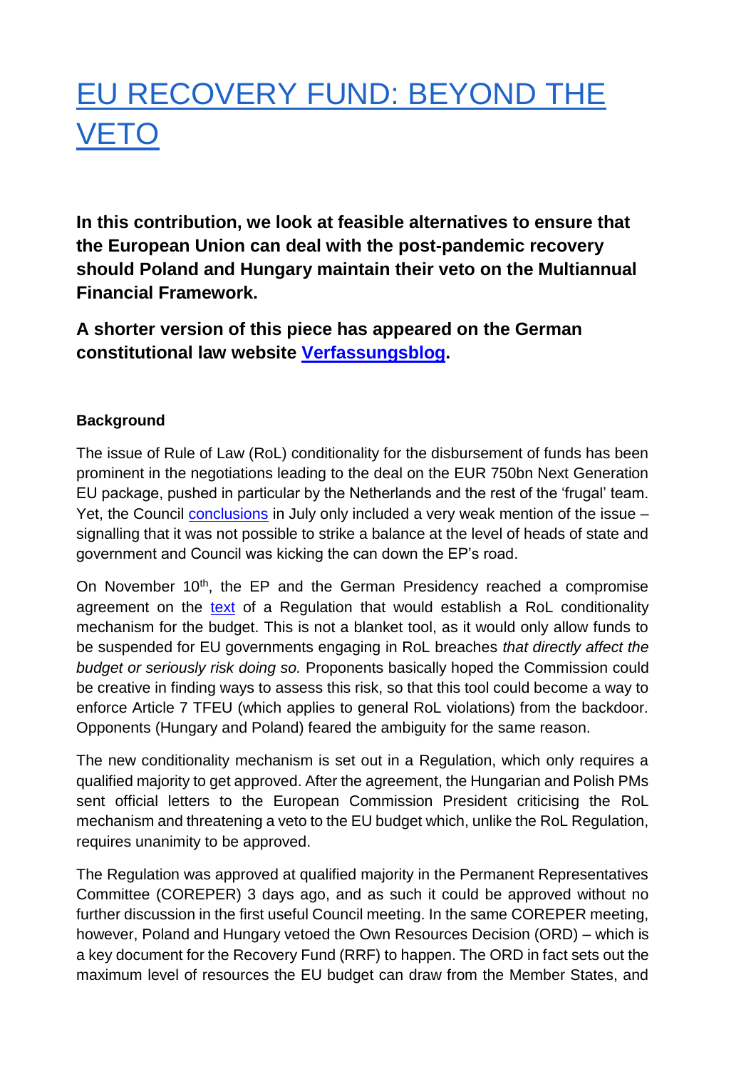# [EU RECOVERY FUND: BEYOND THE VETO]

**In this contribution, we look at feasible alternatives to ensure that the European Union can deal with the post-pandemic recovery should Poland and Hungary maintain their veto on the Multiannual Financial Framework.**

**A shorter version of this piece has appeared on the German constitutional law website [Verfassungsblog].**

**Background**

The issue of Rule of Law (RoL) conditionality for the disbursement of funds has been prominent in the negotiations leading to the deal on the EUR 750bn Next Generation EU package, pushed in particular by the Netherlands and the rest of the 'frugal' team. Yet, the Council [conclusions] in July only included a very weak mention of the issue – signalling that it was not possible to strike a balance at the level of heads of state and government and Council was kicking the can down the EP's road.

On November 10th, the EP and the German Presidency reached a compromise agreement on the [text] of a Regulation that would establish a RoL conditionality mechanism for the budget. This is not a blanket tool, as it would only allow funds to be suspended for EU governments engaging in RoL breaches *that directly affect the budget or seriously risk doing so.* Proponents basically hoped the Commission could be creative in finding ways to assess this risk, so that this tool could become a way to enforce Article 7 TFEU (which applies to general RoL violations) from the backdoor. Opponents (Hungary and Poland) feared the ambiguity for the same reason.

The new conditionality mechanism is set out in a Regulation, which only requires a qualified majority to get approved. After the agreement, the Hungarian and Polish PMs sent official letters to the European Commission President criticising the RoL mechanism and threatening a veto to the EU budget which, unlike the RoL Regulation, requires unanimity to be approved.

The Regulation was approved at qualified majority in the Permanent Representatives Committee (COREPER) 3 days ago, and as such it could be approved without no further discussion in the first useful Council meeting. In the same COREPER meeting, however, Poland and Hungary vetoed the Own Resources Decision (ORD) – which is a key document for the Recovery Fund (RRF) to happen. The ORD in fact sets out the maximum level of resources the EU budget can draw from the Member States, and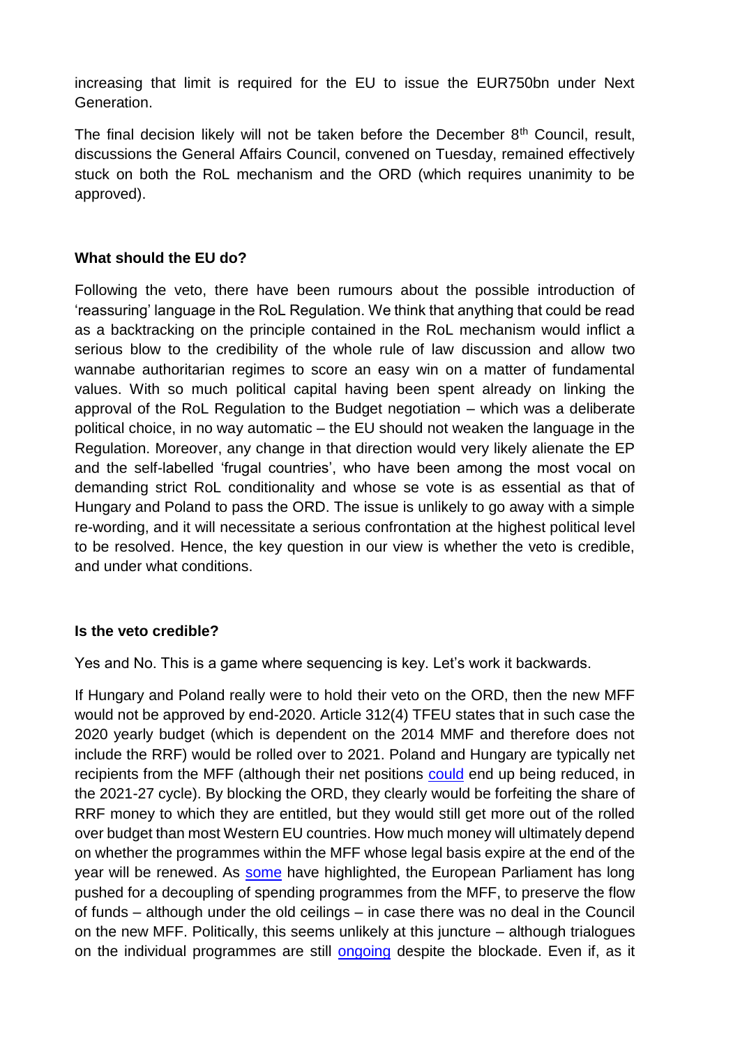increasing that limit is required for the EU to issue the EUR750bn under Next Generation.

The final decision likely will not be taken before the December 8th Council, result, discussions the General Affairs Council, convened on Tuesday, remained effectively stuck on both the RoL mechanism and the ORD (which requires unanimity to be approved).

**What should the EU do?**

Following the veto, there have been rumours about the possible introduction of 'reassuring' language in the RoL Regulation. We think that anything that could be read as a backtracking on the principle contained in the RoL mechanism would inflict a serious blow to the credibility of the whole rule of law discussion and allow two wannabe authoritarian regimes to score an easy win on a matter of fundamental values. With so much political capital having been spent already on linking the approval of the RoL Regulation to the Budget negotiation – which was a deliberate political choice, in no way automatic – the EU should not weaken the language in the Regulation. Moreover, any change in that direction would very likely alienate the EP and the self-labelled 'frugal countries', who have been among the most vocal on demanding strict RoL conditionality and whose se vote is as essential as that of Hungary and Poland to pass the ORD. The issue is unlikely to go away with a simple re-wording, and it will necessitate a serious confrontation at the highest political level to be resolved. Hence, the key question in our view is whether the veto is credible, and under what conditions.

**Is the veto credible?**

Yes and No. This is a game where sequencing is key. Let's work it backwards.

If Hungary and Poland really were to hold their veto on the ORD, then the new MFF would not be approved by end-2020. Article 312(4) TFEU states that in such case the 2020 yearly budget (which is dependent on the 2014 MMF and therefore does not include the RRF) would be rolled over to 2021. Poland and Hungary are typically net recipients from the MFF (although their net positions could end up being reduced, in the 2021-27 cycle). By blocking the ORD, they clearly would be forfeiting the share of RRF money to which they are entitled, but they would still get more out of the rolled over budget than most Western EU countries. How much money will ultimately depend on whether the programmes within the MFF whose legal basis expire at the end of the year will be renewed. As some have highlighted, the European Parliament has long pushed for a decoupling of spending programmes from the MFF, to preserve the flow of funds – although under the old ceilings – in case there was no deal in the Council on the new MFF. Politically, this seems unlikely at this juncture – although trialogues on the individual programmes are still ongoing despite the blockade. Even if, as it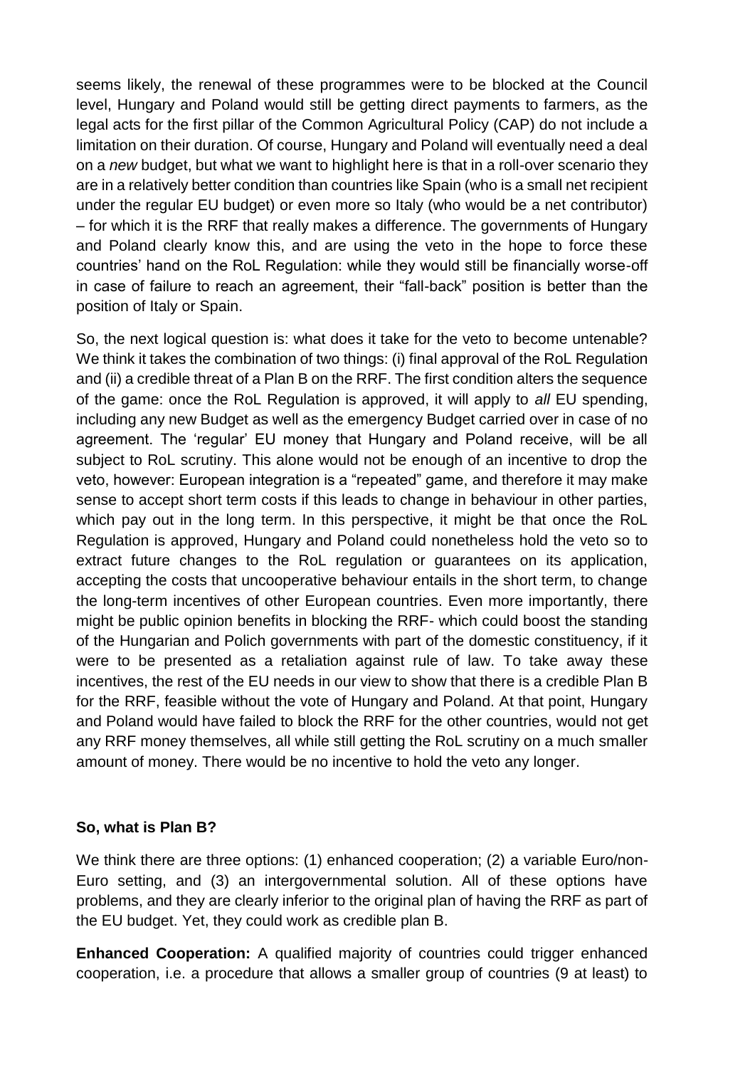seems likely, the renewal of these programmes were to be blocked at the Council level, Hungary and Poland would still be getting direct payments to farmers, as the legal acts for the first pillar of the Common Agricultural Policy (CAP) do not include a limitation on their duration. Of course, Hungary and Poland will eventually need a deal on a *new* budget, but what we want to highlight here is that in a roll-over scenario they are in a relatively better condition than countries like Spain (who is a small net recipient under the regular EU budget) or even more so Italy (who would be a net contributor) – for which it is the RRF that really makes a difference. The governments of Hungary and Poland clearly know this, and are using the veto in the hope to force these countries' hand on the RoL Regulation: while they would still be financially worse-off in case of failure to reach an agreement, their "fall-back" position is better than the position of Italy or Spain.

So, the next logical question is: what does it take for the veto to become untenable? We think it takes the combination of two things: (i) final approval of the RoL Regulation and (ii) a credible threat of a Plan B on the RRF. The first condition alters the sequence of the game: once the RoL Regulation is approved, it will apply to *all* EU spending, including any new Budget as well as the emergency Budget carried over in case of no agreement. The 'regular' EU money that Hungary and Poland receive, will be all subject to RoL scrutiny. This alone would not be enough of an incentive to drop the veto, however: European integration is a "repeated" game, and therefore it may make sense to accept short term costs if this leads to change in behaviour in other parties, which pay out in the long term. In this perspective, it might be that once the RoL Regulation is approved, Hungary and Poland could nonetheless hold the veto so to extract future changes to the RoL regulation or guarantees on its application, accepting the costs that uncooperative behaviour entails in the short term, to change the long-term incentives of other European countries. Even more importantly, there might be public opinion benefits in blocking the RRF- which could boost the standing of the Hungarian and Polich governments with part of the domestic constituency, if it were to be presented as a retaliation against rule of law. To take away these incentives, the rest of the EU needs in our view to show that there is a credible Plan B for the RRF, feasible without the vote of Hungary and Poland. At that point, Hungary and Poland would have failed to block the RRF for the other countries, would not get any RRF money themselves, all while still getting the RoL scrutiny on a much smaller amount of money. There would be no incentive to hold the veto any longer.

**So, what is Plan B?**

We think there are three options: (1) enhanced cooperation; (2) a variable Euro/non-Euro setting, and (3) an intergovernmental solution. All of these options have problems, and they are clearly inferior to the original plan of having the RRF as part of the EU budget. Yet, they could work as credible plan B.

**Enhanced Cooperation:** A qualified majority of countries could trigger enhanced cooperation, i.e. a procedure that allows a smaller group of countries (9 at least) to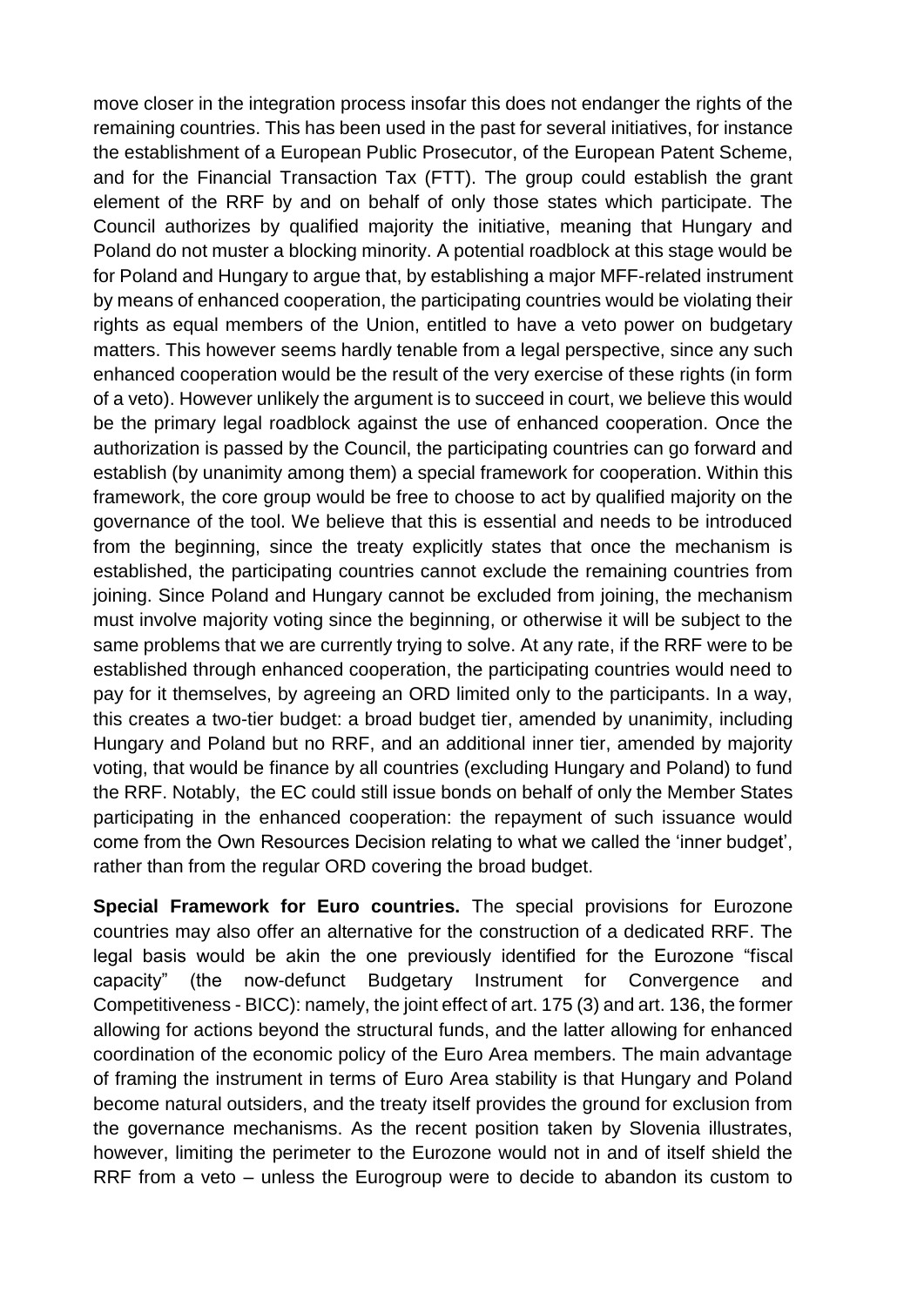move closer in the integration process insofar this does not endanger the rights of the remaining countries. This has been used in the past for several initiatives, for instance the establishment of a European Public Prosecutor, of the European Patent Scheme, and for the Financial Transaction Tax (FTT). The group could establish the grant element of the RRF by and on behalf of only those states which participate. The Council authorizes by qualified majority the initiative, meaning that Hungary and Poland do not muster a blocking minority. A potential roadblock at this stage would be for Poland and Hungary to argue that, by establishing a major MFF-related instrument by means of enhanced cooperation, the participating countries would be violating their rights as equal members of the Union, entitled to have a veto power on budgetary matters. This however seems hardly tenable from a legal perspective, since any such enhanced cooperation would be the result of the very exercise of these rights (in form of a veto). However unlikely the argument is to succeed in court, we believe this would be the primary legal roadblock against the use of enhanced cooperation. Once the authorization is passed by the Council, the participating countries can go forward and establish (by unanimity among them) a special framework for cooperation. Within this framework, the core group would be free to choose to act by qualified majority on the governance of the tool. We believe that this is essential and needs to be introduced from the beginning, since the treaty explicitly states that once the mechanism is established, the participating countries cannot exclude the remaining countries from joining. Since Poland and Hungary cannot be excluded from joining, the mechanism must involve majority voting since the beginning, or otherwise it will be subject to the same problems that we are currently trying to solve. At any rate, if the RRF were to be established through enhanced cooperation, the participating countries would need to pay for it themselves, by agreeing an ORD limited only to the participants. In a way, this creates a two-tier budget: a broad budget tier, amended by unanimity, including Hungary and Poland but no RRF, and an additional inner tier, amended by majority voting, that would be finance by all countries (excluding Hungary and Poland) to fund the RRF. Notably, the EC could still issue bonds on behalf of only the Member States participating in the enhanced cooperation: the repayment of such issuance would come from the Own Resources Decision relating to what we called the 'inner budget', rather than from the regular ORD covering the broad budget.

**Special Framework for Euro countries.** The special provisions for Eurozone countries may also offer an alternative for the construction of a dedicated RRF. The legal basis would be akin the one previously identified for the Eurozone "fiscal capacity" (the now-defunct Budgetary Instrument for Convergence and Competitiveness - BICC): namely, the joint effect of art. 175 (3) and art. 136, the former allowing for actions beyond the structural funds, and the latter allowing for enhanced coordination of the economic policy of the Euro Area members. The main advantage of framing the instrument in terms of Euro Area stability is that Hungary and Poland become natural outsiders, and the treaty itself provides the ground for exclusion from the governance mechanisms. As the recent position taken by Slovenia illustrates, however, limiting the perimeter to the Eurozone would not in and of itself shield the RRF from a veto – unless the Eurogroup were to decide to abandon its custom to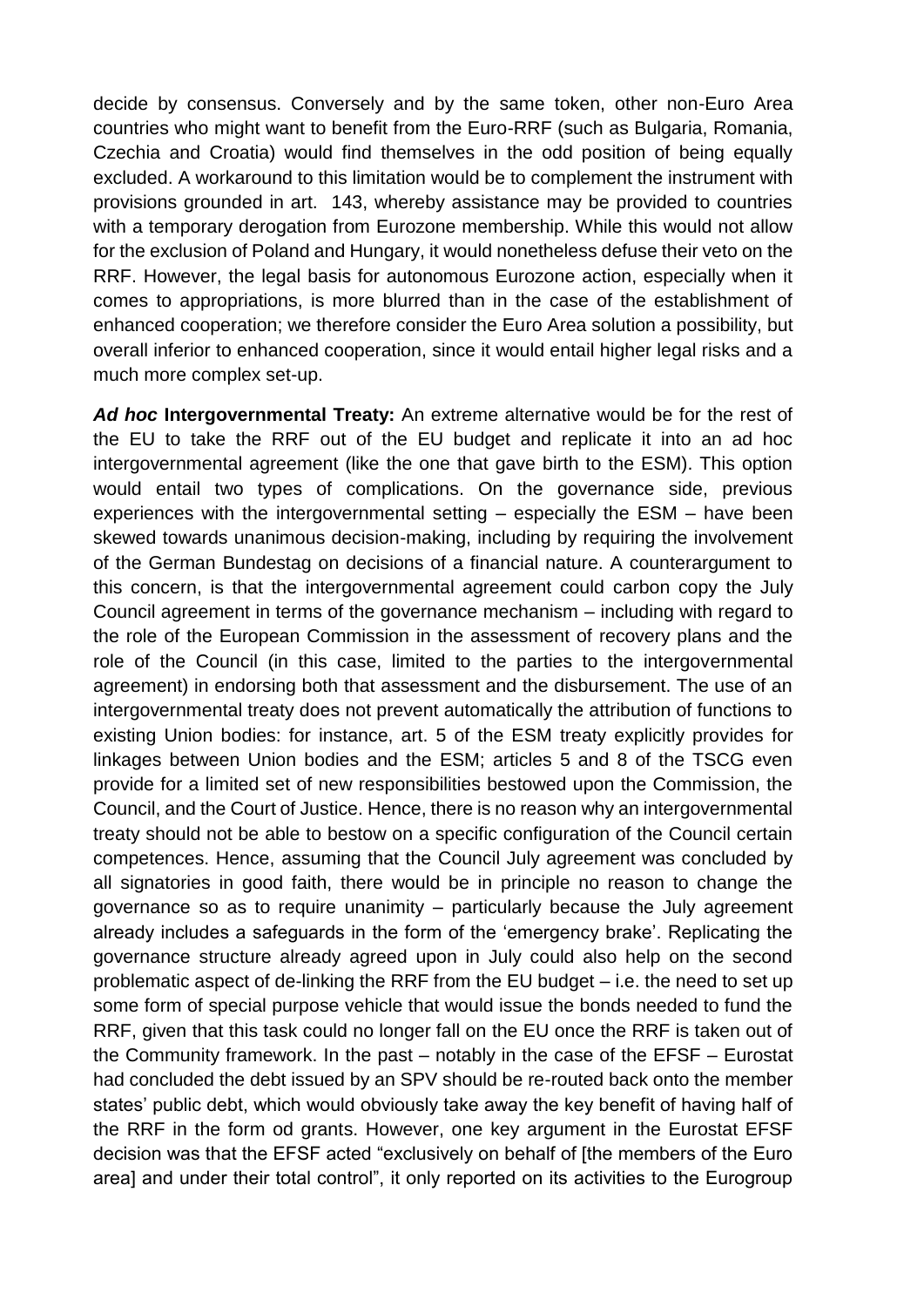decide by consensus. Conversely and by the same token, other non-Euro Area countries who might want to benefit from the Euro-RRF (such as Bulgaria, Romania, Czechia and Croatia) would find themselves in the odd position of being equally excluded. A workaround to this limitation would be to complement the instrument with provisions grounded in art. 143, whereby assistance may be provided to countries with a temporary derogation from Eurozone membership. While this would not allow for the exclusion of Poland and Hungary, it would nonetheless defuse their veto on the RRF. However, the legal basis for autonomous Eurozone action, especially when it comes to appropriations, is more blurred than in the case of the establishment of enhanced cooperation; we therefore consider the Euro Area solution a possibility, but overall inferior to enhanced cooperation, since it would entail higher legal risks and a much more complex set-up.

***Ad hoc* Intergovernmental Treaty:** An extreme alternative would be for the rest of the EU to take the RRF out of the EU budget and replicate it into an ad hoc intergovernmental agreement (like the one that gave birth to the ESM). This option would entail two types of complications. On the governance side, previous experiences with the intergovernmental setting – especially the ESM – have been skewed towards unanimous decision-making, including by requiring the involvement of the German Bundestag on decisions of a financial nature. A counterargument to this concern, is that the intergovernmental agreement could carbon copy the July Council agreement in terms of the governance mechanism – including with regard to the role of the European Commission in the assessment of recovery plans and the role of the Council (in this case, limited to the parties to the intergovernmental agreement) in endorsing both that assessment and the disbursement. The use of an intergovernmental treaty does not prevent automatically the attribution of functions to existing Union bodies: for instance, art. 5 of the ESM treaty explicitly provides for linkages between Union bodies and the ESM; articles 5 and 8 of the TSCG even provide for a limited set of new responsibilities bestowed upon the Commission, the Council, and the Court of Justice. Hence, there is no reason why an intergovernmental treaty should not be able to bestow on a specific configuration of the Council certain competences. Hence, assuming that the Council July agreement was concluded by all signatories in good faith, there would be in principle no reason to change the governance so as to require unanimity – particularly because the July agreement already includes a safeguards in the form of the 'emergency brake'. Replicating the governance structure already agreed upon in July could also help on the second problematic aspect of de-linking the RRF from the EU budget – i.e. the need to set up some form of special purpose vehicle that would issue the bonds needed to fund the RRF, given that this task could no longer fall on the EU once the RRF is taken out of the Community framework. In the past – notably in the case of the EFSF – Eurostat had concluded the debt issued by an SPV should be re-routed back onto the member states' public debt, which would obviously take away the key benefit of having half of the RRF in the form od grants. However, one key argument in the Eurostat EFSF decision was that the EFSF acted "exclusively on behalf of [the members of the Euro area] and under their total control", it only reported on its activities to the Eurogroup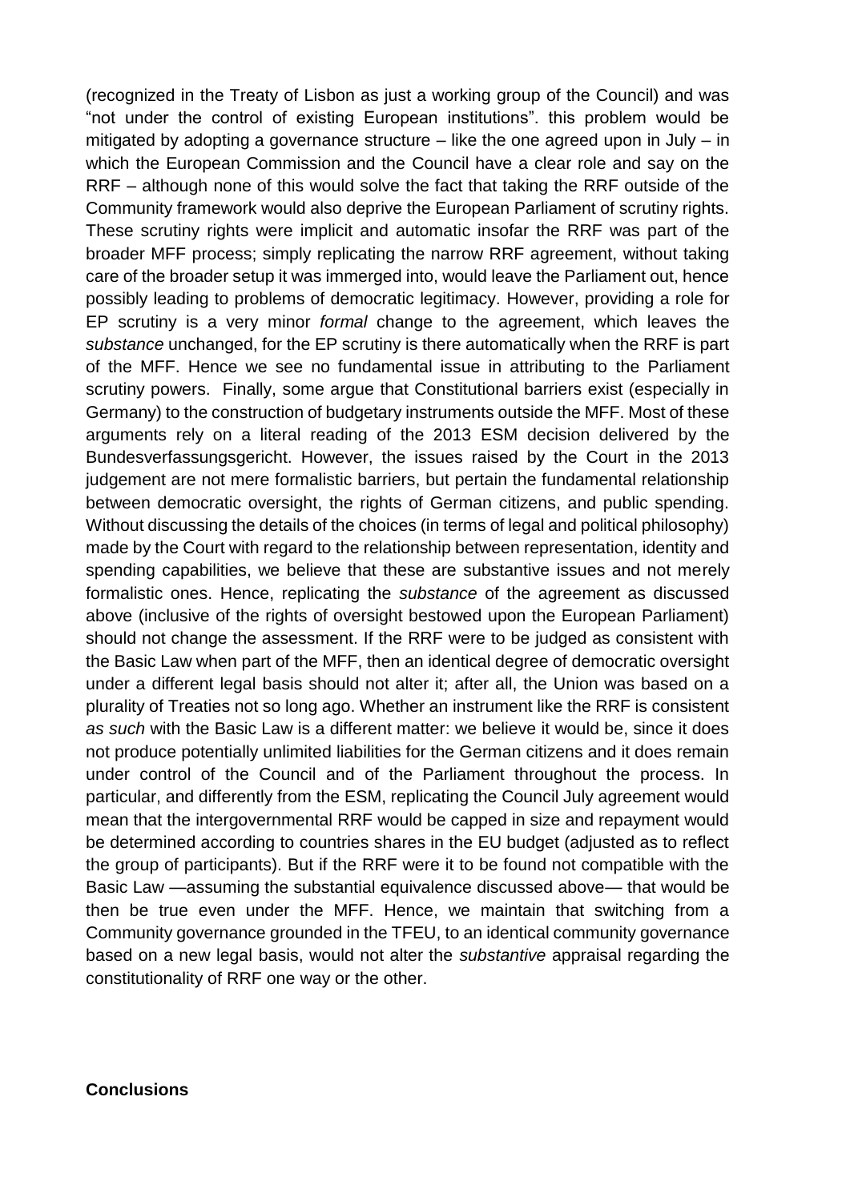(recognized in the Treaty of Lisbon as just a working group of the Council) and was "not under the control of existing European institutions". this problem would be mitigated by adopting a governance structure – like the one agreed upon in July – in which the European Commission and the Council have a clear role and say on the RRF – although none of this would solve the fact that taking the RRF outside of the Community framework would also deprive the European Parliament of scrutiny rights. These scrutiny rights were implicit and automatic insofar the RRF was part of the broader MFF process; simply replicating the narrow RRF agreement, without taking care of the broader setup it was immerged into, would leave the Parliament out, hence possibly leading to problems of democratic legitimacy. However, providing a role for EP scrutiny is a very minor *formal* change to the agreement, which leaves the *substance* unchanged, for the EP scrutiny is there automatically when the RRF is part of the MFF. Hence we see no fundamental issue in attributing to the Parliament scrutiny powers. Finally, some argue that Constitutional barriers exist (especially in Germany) to the construction of budgetary instruments outside the MFF. Most of these arguments rely on a literal reading of the 2013 ESM decision delivered by the Bundesverfassungsgericht. However, the issues raised by the Court in the 2013 judgement are not mere formalistic barriers, but pertain the fundamental relationship between democratic oversight, the rights of German citizens, and public spending. Without discussing the details of the choices (in terms of legal and political philosophy) made by the Court with regard to the relationship between representation, identity and spending capabilities, we believe that these are substantive issues and not merely formalistic ones. Hence, replicating the *substance* of the agreement as discussed above (inclusive of the rights of oversight bestowed upon the European Parliament) should not change the assessment. If the RRF were to be judged as consistent with the Basic Law when part of the MFF, then an identical degree of democratic oversight under a different legal basis should not alter it; after all, the Union was based on a plurality of Treaties not so long ago. Whether an instrument like the RRF is consistent *as such* with the Basic Law is a different matter: we believe it would be, since it does not produce potentially unlimited liabilities for the German citizens and it does remain under control of the Council and of the Parliament throughout the process. In particular, and differently from the ESM, replicating the Council July agreement would mean that the intergovernmental RRF would be capped in size and repayment would be determined according to countries shares in the EU budget (adjusted as to reflect the group of participants). But if the RRF were it to be found not compatible with the Basic Law —assuming the substantial equivalence discussed above— that would be then be true even under the MFF. Hence, we maintain that switching from a Community governance grounded in the TFEU, to an identical community governance based on a new legal basis, would not alter the *substantive* appraisal regarding the constitutionality of RRF one way or the other.

## Conclusions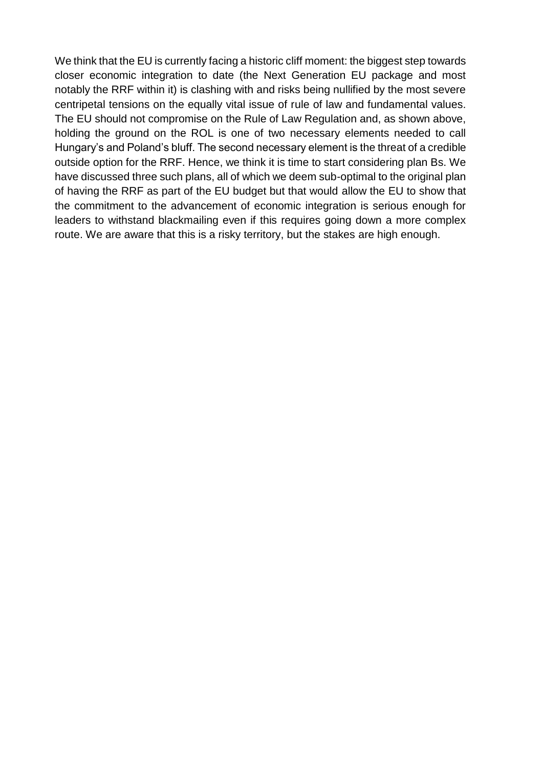We think that the EU is currently facing a historic cliff moment: the biggest step towards closer economic integration to date (the Next Generation EU package and most notably the RRF within it) is clashing with and risks being nullified by the most severe centripetal tensions on the equally vital issue of rule of law and fundamental values. The EU should not compromise on the Rule of Law Regulation and, as shown above, holding the ground on the ROL is one of two necessary elements needed to call Hungary's and Poland's bluff. The second necessary element is the threat of a credible outside option for the RRF. Hence, we think it is time to start considering plan Bs. We have discussed three such plans, all of which we deem sub-optimal to the original plan of having the RRF as part of the EU budget but that would allow the EU to show that the commitment to the advancement of economic integration is serious enough for leaders to withstand blackmailing even if this requires going down a more complex route. We are aware that this is a risky territory, but the stakes are high enough.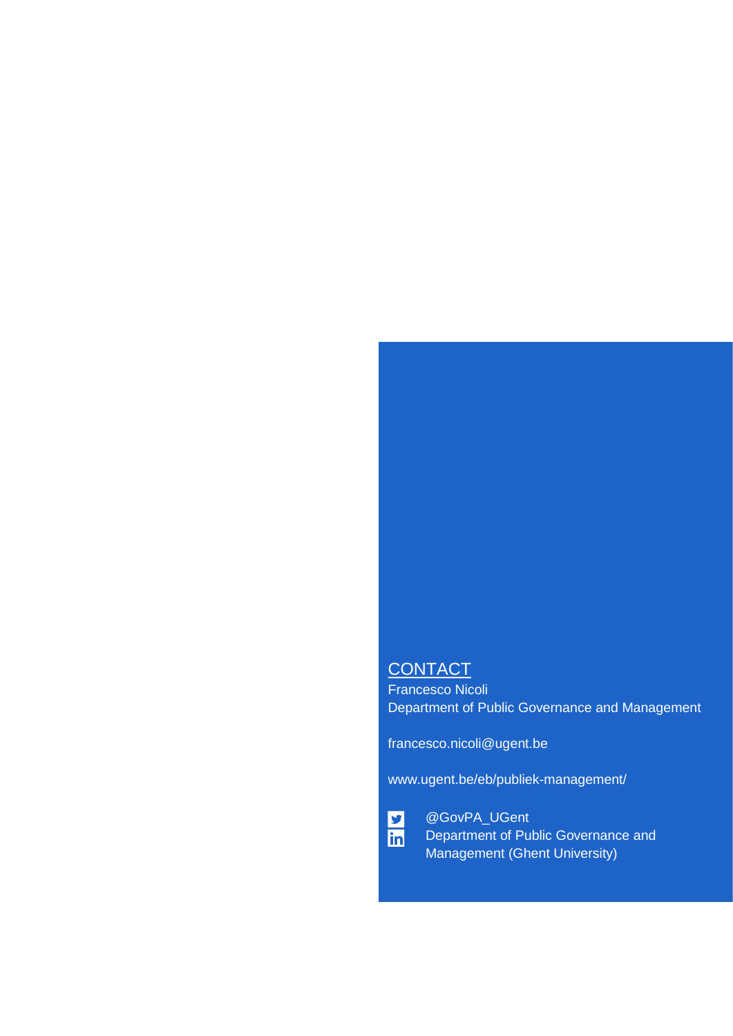## CONTACT

Francesco Nicoli
Department of Public Governance and Management

francesco.nicoli@ugent.be

www.ugent.be/eb/publiek-management/

@GovPA_UGent
Department of Public Governance and Management (Ghent University)